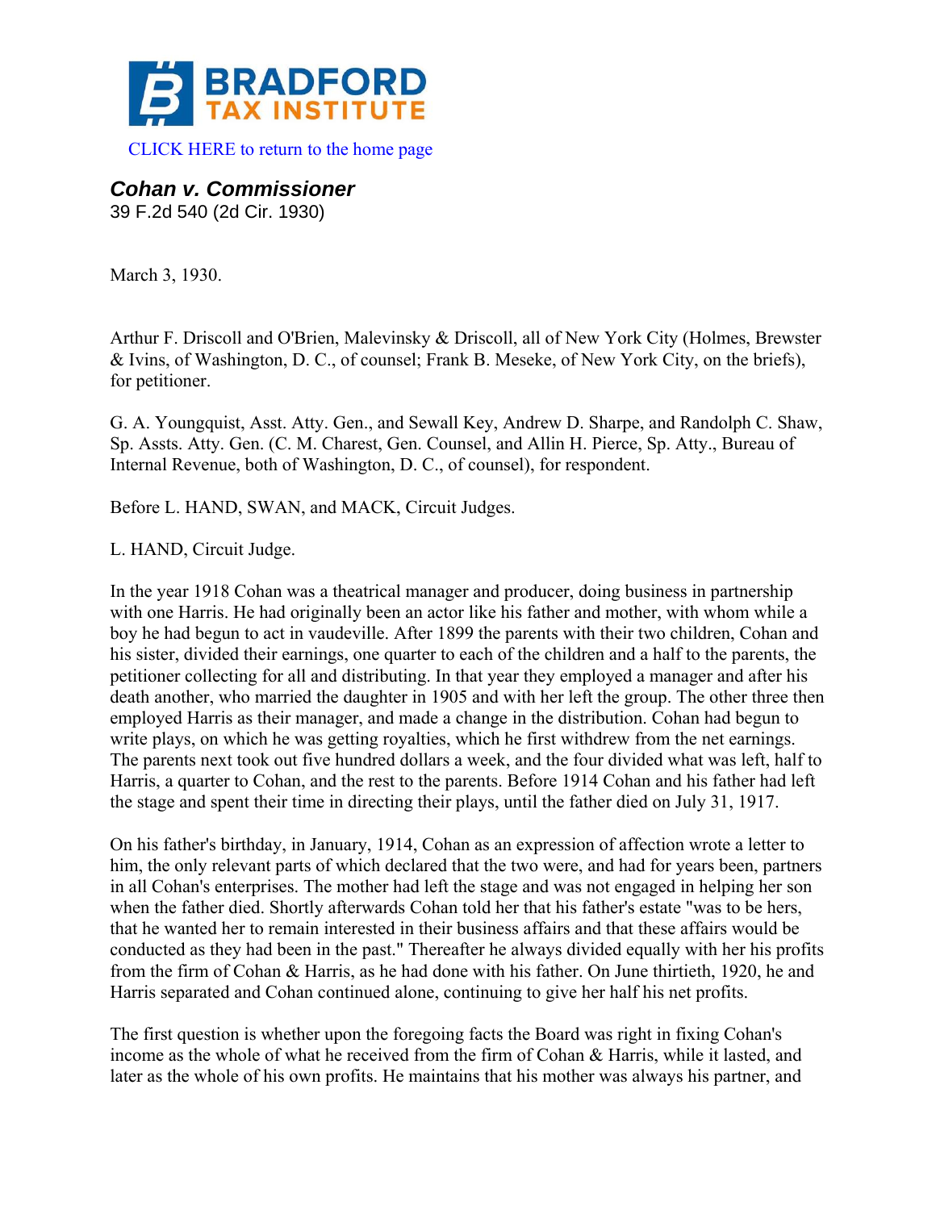BRADFORD TAX INSTITUTE

CLICK HERE to return to the home page

## *Cohan v. Commissioner*

39 F.2d 540 (2d Cir. 1930)

March 3, 1930.

Arthur F. Driscoll and O'Brien, Malevinsky & Driscoll, all of New York City (Holmes, Brewster & Ivins, of Washington, D. C., of counsel; Frank B. Meseke, of New York City, on the briefs), for petitioner.

G. A. Youngquist, Asst. Atty. Gen., and Sewall Key, Andrew D. Sharpe, and Randolph C. Shaw, Sp. Assts. Atty. Gen. (C. M. Charest, Gen. Counsel, and Allin H. Pierce, Sp. Atty., Bureau of Internal Revenue, both of Washington, D. C., of counsel), for respondent.

Before L. HAND, SWAN, and MACK, Circuit Judges.

L. HAND, Circuit Judge.

In the year 1918 Cohan was a theatrical manager and producer, doing business in partnership with one Harris. He had originally been an actor like his father and mother, with whom while a boy he had begun to act in vaudeville. After 1899 the parents with their two children, Cohan and his sister, divided their earnings, one quarter to each of the children and a half to the parents, the petitioner collecting for all and distributing. In that year they employed a manager and after his death another, who married the daughter in 1905 and with her left the group. The other three then employed Harris as their manager, and made a change in the distribution. Cohan had begun to write plays, on which he was getting royalties, which he first withdrew from the net earnings. The parents next took out five hundred dollars a week, and the four divided what was left, half to Harris, a quarter to Cohan, and the rest to the parents. Before 1914 Cohan and his father had left the stage and spent their time in directing their plays, until the father died on July 31, 1917.

On his father's birthday, in January, 1914, Cohan as an expression of affection wrote a letter to him, the only relevant parts of which declared that the two were, and had for years been, partners in all Cohan's enterprises. The mother had left the stage and was not engaged in helping her son when the father died. Shortly afterwards Cohan told her that his father's estate "was to be hers, that he wanted her to remain interested in their business affairs and that these affairs would be conducted as they had been in the past." Thereafter he always divided equally with her his profits from the firm of Cohan & Harris, as he had done with his father. On June thirtieth, 1920, he and Harris separated and Cohan continued alone, continuing to give her half his net profits.

The first question is whether upon the foregoing facts the Board was right in fixing Cohan's income as the whole of what he received from the firm of Cohan & Harris, while it lasted, and later as the whole of his own profits. He maintains that his mother was always his partner, and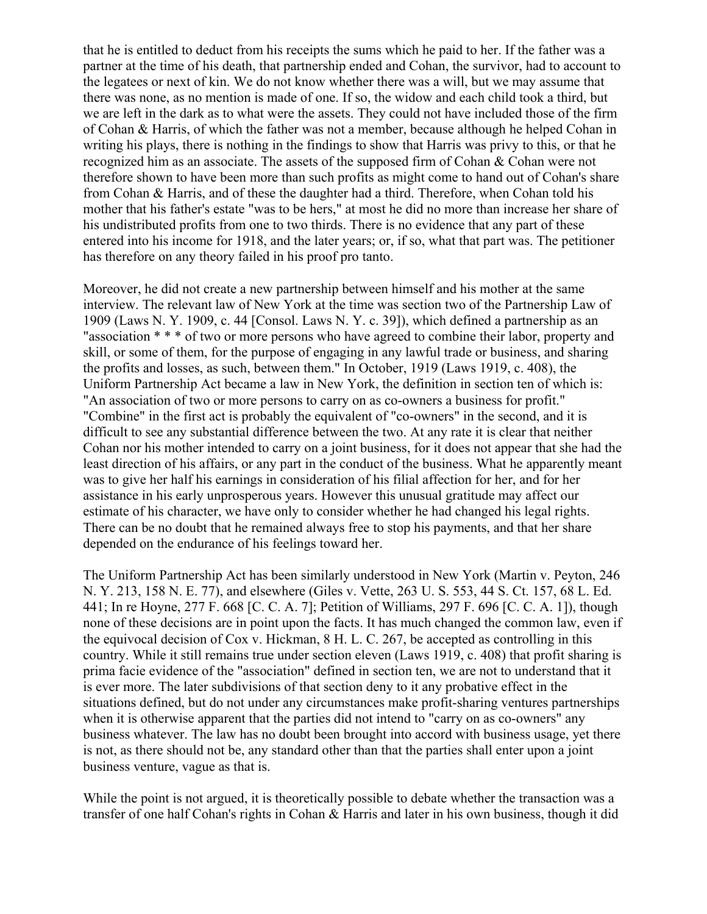that he is entitled to deduct from his receipts the sums which he paid to her. If the father was a partner at the time of his death, that partnership ended and Cohan, the survivor, had to account to the legatees or next of kin. We do not know whether there was a will, but we may assume that there was none, as no mention is made of one. If so, the widow and each child took a third, but we are left in the dark as to what were the assets. They could not have included those of the firm of Cohan & Harris, of which the father was not a member, because although he helped Cohan in writing his plays, there is nothing in the findings to show that Harris was privy to this, or that he recognized him as an associate. The assets of the supposed firm of Cohan & Cohan were not therefore shown to have been more than such profits as might come to hand out of Cohan's share from Cohan & Harris, and of these the daughter had a third. Therefore, when Cohan told his mother that his father's estate "was to be hers," at most he did no more than increase her share of his undistributed profits from one to two thirds. There is no evidence that any part of these entered into his income for 1918, and the later years; or, if so, what that part was. The petitioner has therefore on any theory failed in his proof pro tanto.

Moreover, he did not create a new partnership between himself and his mother at the same interview. The relevant law of New York at the time was section two of the Partnership Law of 1909 (Laws N. Y. 1909, c. 44 [Consol. Laws N. Y. c. 39]), which defined a partnership as an "association * * * of two or more persons who have agreed to combine their labor, property and skill, or some of them, for the purpose of engaging in any lawful trade or business, and sharing the profits and losses, as such, between them." In October, 1919 (Laws 1919, c. 408), the Uniform Partnership Act became a law in New York, the definition in section ten of which is: "An association of two or more persons to carry on as co-owners a business for profit." "Combine" in the first act is probably the equivalent of "co-owners" in the second, and it is difficult to see any substantial difference between the two. At any rate it is clear that neither Cohan nor his mother intended to carry on a joint business, for it does not appear that she had the least direction of his affairs, or any part in the conduct of the business. What he apparently meant was to give her half his earnings in consideration of his filial affection for her, and for her assistance in his early unprosperous years. However this unusual gratitude may affect our estimate of his character, we have only to consider whether he had changed his legal rights. There can be no doubt that he remained always free to stop his payments, and that her share depended on the endurance of his feelings toward her.

The Uniform Partnership Act has been similarly understood in New York (Martin v. Peyton, 246 N. Y. 213, 158 N. E. 77), and elsewhere (Giles v. Vette, 263 U. S. 553, 44 S. Ct. 157, 68 L. Ed. 441; In re Hoyne, 277 F. 668 [C. C. A. 7]; Petition of Williams, 297 F. 696 [C. C. A. 1]), though none of these decisions are in point upon the facts. It has much changed the common law, even if the equivocal decision of Cox v. Hickman, 8 H. L. C. 267, be accepted as controlling in this country. While it still remains true under section eleven (Laws 1919, c. 408) that profit sharing is prima facie evidence of the "association" defined in section ten, we are not to understand that it is ever more. The later subdivisions of that section deny to it any probative effect in the situations defined, but do not under any circumstances make profit-sharing ventures partnerships when it is otherwise apparent that the parties did not intend to "carry on as co-owners" any business whatever. The law has no doubt been brought into accord with business usage, yet there is not, as there should not be, any standard other than that the parties shall enter upon a joint business venture, vague as that is.

While the point is not argued, it is theoretically possible to debate whether the transaction was a transfer of one half Cohan's rights in Cohan & Harris and later in his own business, though it did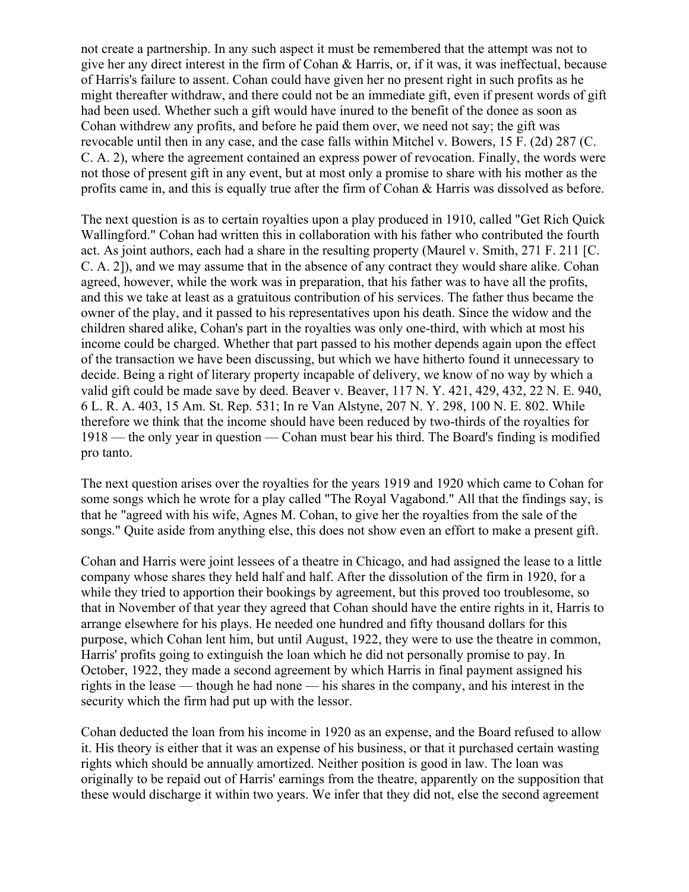not create a partnership. In any such aspect it must be remembered that the attempt was not to give her any direct interest in the firm of Cohan & Harris, or, if it was, it was ineffectual, because of Harris's failure to assent. Cohan could have given her no present right in such profits as he might thereafter withdraw, and there could not be an immediate gift, even if present words of gift had been used. Whether such a gift would have inured to the benefit of the donee as soon as Cohan withdrew any profits, and before he paid them over, we need not say; the gift was revocable until then in any case, and the case falls within Mitchel v. Bowers, 15 F. (2d) 287 (C. C. A. 2), where the agreement contained an express power of revocation. Finally, the words were not those of present gift in any event, but at most only a promise to share with his mother as the profits came in, and this is equally true after the firm of Cohan & Harris was dissolved as before.

The next question is as to certain royalties upon a play produced in 1910, called "Get Rich Quick Wallingford." Cohan had written this in collaboration with his father who contributed the fourth act. As joint authors, each had a share in the resulting property (Maurel v. Smith, 271 F. 211 [C. C. A. 2]), and we may assume that in the absence of any contract they would share alike. Cohan agreed, however, while the work was in preparation, that his father was to have all the profits, and this we take at least as a gratuitous contribution of his services. The father thus became the owner of the play, and it passed to his representatives upon his death. Since the widow and the children shared alike, Cohan's part in the royalties was only one-third, with which at most his income could be charged. Whether that part passed to his mother depends again upon the effect of the transaction we have been discussing, but which we have hitherto found it unnecessary to decide. Being a right of literary property incapable of delivery, we know of no way by which a valid gift could be made save by deed. Beaver v. Beaver, 117 N. Y. 421, 429, 432, 22 N. E. 940, 6 L. R. A. 403, 15 Am. St. Rep. 531; In re Van Alstyne, 207 N. Y. 298, 100 N. E. 802. While therefore we think that the income should have been reduced by two-thirds of the royalties for 1918 — the only year in question — Cohan must bear his third. The Board's finding is modified pro tanto.

The next question arises over the royalties for the years 1919 and 1920 which came to Cohan for some songs which he wrote for a play called "The Royal Vagabond." All that the findings say, is that he "agreed with his wife, Agnes M. Cohan, to give her the royalties from the sale of the songs." Quite aside from anything else, this does not show even an effort to make a present gift.

Cohan and Harris were joint lessees of a theatre in Chicago, and had assigned the lease to a little company whose shares they held half and half. After the dissolution of the firm in 1920, for a while they tried to apportion their bookings by agreement, but this proved too troublesome, so that in November of that year they agreed that Cohan should have the entire rights in it, Harris to arrange elsewhere for his plays. He needed one hundred and fifty thousand dollars for this purpose, which Cohan lent him, but until August, 1922, they were to use the theatre in common, Harris' profits going to extinguish the loan which he did not personally promise to pay. In October, 1922, they made a second agreement by which Harris in final payment assigned his rights in the lease — though he had none — his shares in the company, and his interest in the security which the firm had put up with the lessor.

Cohan deducted the loan from his income in 1920 as an expense, and the Board refused to allow it. His theory is either that it was an expense of his business, or that it purchased certain wasting rights which should be annually amortized. Neither position is good in law. The loan was originally to be repaid out of Harris' earnings from the theatre, apparently on the supposition that these would discharge it within two years. We infer that they did not, else the second agreement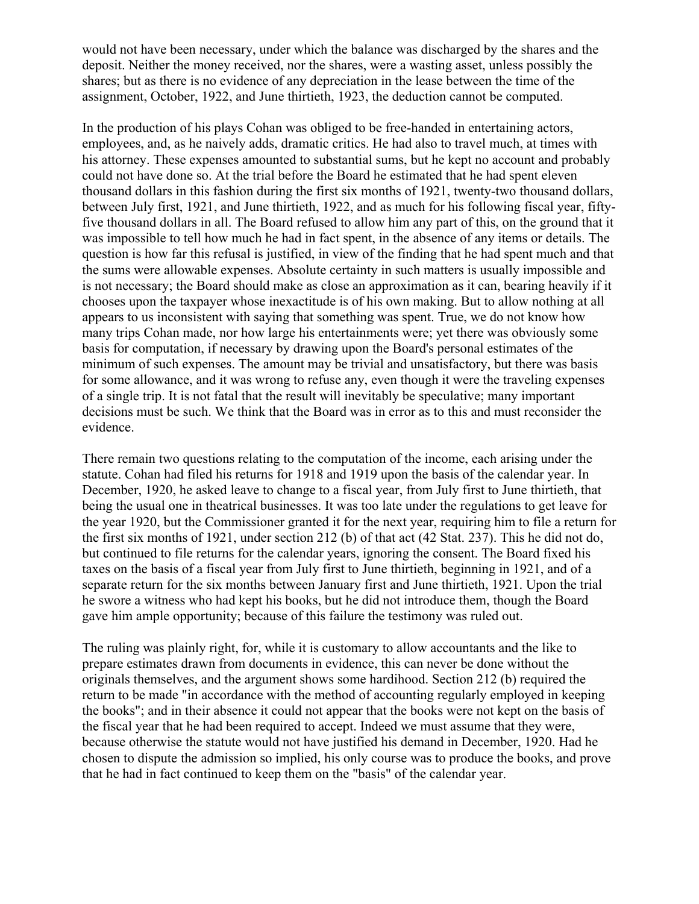would not have been necessary, under which the balance was discharged by the shares and the deposit. Neither the money received, nor the shares, were a wasting asset, unless possibly the shares; but as there is no evidence of any depreciation in the lease between the time of the assignment, October, 1922, and June thirtieth, 1923, the deduction cannot be computed.

In the production of his plays Cohan was obliged to be free-handed in entertaining actors, employees, and, as he naively adds, dramatic critics. He had also to travel much, at times with his attorney. These expenses amounted to substantial sums, but he kept no account and probably could not have done so. At the trial before the Board he estimated that he had spent eleven thousand dollars in this fashion during the first six months of 1921, twenty-two thousand dollars, between July first, 1921, and June thirtieth, 1922, and as much for his following fiscal year, fifty-five thousand dollars in all. The Board refused to allow him any part of this, on the ground that it was impossible to tell how much he had in fact spent, in the absence of any items or details. The question is how far this refusal is justified, in view of the finding that he had spent much and that the sums were allowable expenses. Absolute certainty in such matters is usually impossible and is not necessary; the Board should make as close an approximation as it can, bearing heavily if it chooses upon the taxpayer whose inexactitude is of his own making. But to allow nothing at all appears to us inconsistent with saying that something was spent. True, we do not know how many trips Cohan made, nor how large his entertainments were; yet there was obviously some basis for computation, if necessary by drawing upon the Board's personal estimates of the minimum of such expenses. The amount may be trivial and unsatisfactory, but there was basis for some allowance, and it was wrong to refuse any, even though it were the traveling expenses of a single trip. It is not fatal that the result will inevitably be speculative; many important decisions must be such. We think that the Board was in error as to this and must reconsider the evidence.

There remain two questions relating to the computation of the income, each arising under the statute. Cohan had filed his returns for 1918 and 1919 upon the basis of the calendar year. In December, 1920, he asked leave to change to a fiscal year, from July first to June thirtieth, that being the usual one in theatrical businesses. It was too late under the regulations to get leave for the year 1920, but the Commissioner granted it for the next year, requiring him to file a return for the first six months of 1921, under section 212 (b) of that act (42 Stat. 237). This he did not do, but continued to file returns for the calendar years, ignoring the consent. The Board fixed his taxes on the basis of a fiscal year from July first to June thirtieth, beginning in 1921, and of a separate return for the six months between January first and June thirtieth, 1921. Upon the trial he swore a witness who had kept his books, but he did not introduce them, though the Board gave him ample opportunity; because of this failure the testimony was ruled out.

The ruling was plainly right, for, while it is customary to allow accountants and the like to prepare estimates drawn from documents in evidence, this can never be done without the originals themselves, and the argument shows some hardihood. Section 212 (b) required the return to be made "in accordance with the method of accounting regularly employed in keeping the books"; and in their absence it could not appear that the books were not kept on the basis of the fiscal year that he had been required to accept. Indeed we must assume that they were, because otherwise the statute would not have justified his demand in December, 1920. Had he chosen to dispute the admission so implied, his only course was to produce the books, and prove that he had in fact continued to keep them on the "basis" of the calendar year.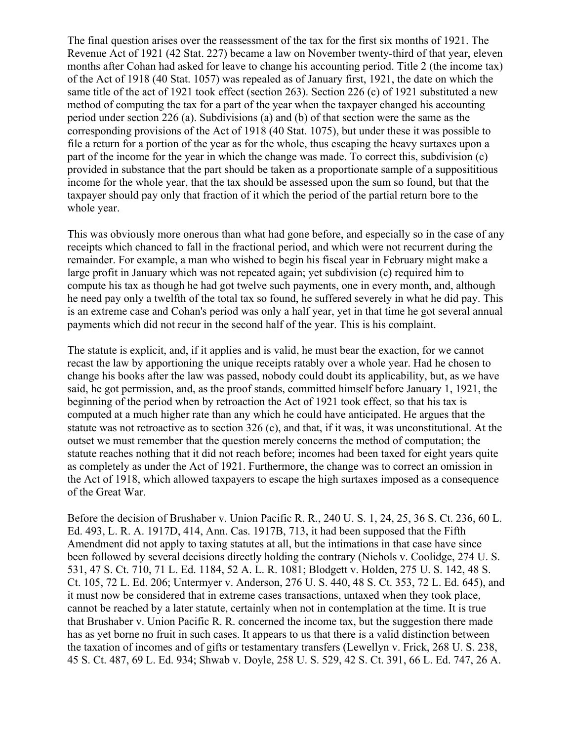The final question arises over the reassessment of the tax for the first six months of 1921. The Revenue Act of 1921 (42 Stat. 227) became a law on November twenty-third of that year, eleven months after Cohan had asked for leave to change his accounting period. Title 2 (the income tax) of the Act of 1918 (40 Stat. 1057) was repealed as of January first, 1921, the date on which the same title of the act of 1921 took effect (section 263). Section 226 (c) of 1921 substituted a new method of computing the tax for a part of the year when the taxpayer changed his accounting period under section 226 (a). Subdivisions (a) and (b) of that section were the same as the corresponding provisions of the Act of 1918 (40 Stat. 1075), but under these it was possible to file a return for a portion of the year as for the whole, thus escaping the heavy surtaxes upon a part of the income for the year in which the change was made. To correct this, subdivision (c) provided in substance that the part should be taken as a proportionate sample of a supposititious income for the whole year, that the tax should be assessed upon the sum so found, but that the taxpayer should pay only that fraction of it which the period of the partial return bore to the whole year.

This was obviously more onerous than what had gone before, and especially so in the case of any receipts which chanced to fall in the fractional period, and which were not recurrent during the remainder. For example, a man who wished to begin his fiscal year in February might make a large profit in January which was not repeated again; yet subdivision (c) required him to compute his tax as though he had got twelve such payments, one in every month, and, although he need pay only a twelfth of the total tax so found, he suffered severely in what he did pay. This is an extreme case and Cohan's period was only a half year, yet in that time he got several annual payments which did not recur in the second half of the year. This is his complaint.

The statute is explicit, and, if it applies and is valid, he must bear the exaction, for we cannot recast the law by apportioning the unique receipts ratably over a whole year. Had he chosen to change his books after the law was passed, nobody could doubt its applicability, but, as we have said, he got permission, and, as the proof stands, committed himself before January 1, 1921, the beginning of the period when by retroaction the Act of 1921 took effect, so that his tax is computed at a much higher rate than any which he could have anticipated. He argues that the statute was not retroactive as to section 326 (c), and that, if it was, it was unconstitutional. At the outset we must remember that the question merely concerns the method of computation; the statute reaches nothing that it did not reach before; incomes had been taxed for eight years quite as completely as under the Act of 1921. Furthermore, the change was to correct an omission in the Act of 1918, which allowed taxpayers to escape the high surtaxes imposed as a consequence of the Great War.

Before the decision of Brushaber v. Union Pacific R. R., 240 U. S. 1, 24, 25, 36 S. Ct. 236, 60 L. Ed. 493, L. R. A. 1917D, 414, Ann. Cas. 1917B, 713, it had been supposed that the Fifth Amendment did not apply to taxing statutes at all, but the intimations in that case have since been followed by several decisions directly holding the contrary (Nichols v. Coolidge, 274 U. S. 531, 47 S. Ct. 710, 71 L. Ed. 1184, 52 A. L. R. 1081; Blodgett v. Holden, 275 U. S. 142, 48 S. Ct. 105, 72 L. Ed. 206; Untermyer v. Anderson, 276 U. S. 440, 48 S. Ct. 353, 72 L. Ed. 645), and it must now be considered that in extreme cases transactions, untaxed when they took place, cannot be reached by a later statute, certainly when not in contemplation at the time. It is true that Brushaber v. Union Pacific R. R. concerned the income tax, but the suggestion there made has as yet borne no fruit in such cases. It appears to us that there is a valid distinction between the taxation of incomes and of gifts or testamentary transfers (Lewellyn v. Frick, 268 U. S. 238, 45 S. Ct. 487, 69 L. Ed. 934; Shwab v. Doyle, 258 U. S. 529, 42 S. Ct. 391, 66 L. Ed. 747, 26 A.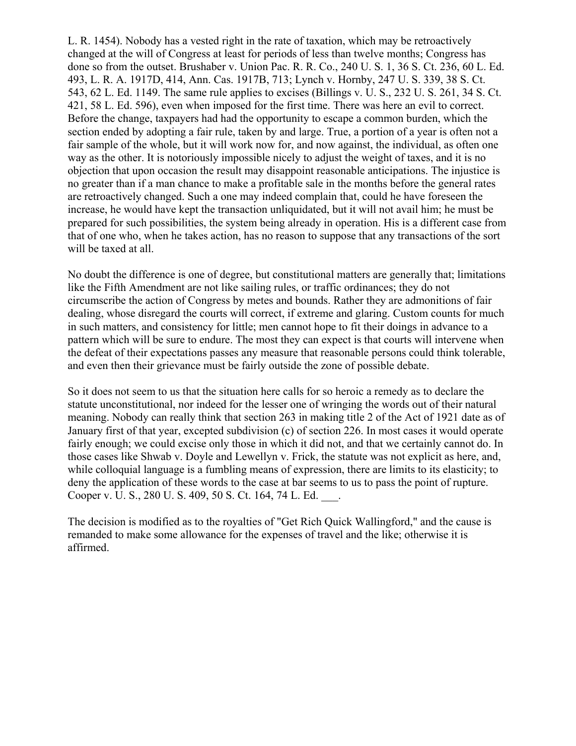L. R. 1454). Nobody has a vested right in the rate of taxation, which may be retroactively changed at the will of Congress at least for periods of less than twelve months; Congress has done so from the outset. Brushaber v. Union Pac. R. R. Co., 240 U. S. 1, 36 S. Ct. 236, 60 L. Ed. 493, L. R. A. 1917D, 414, Ann. Cas. 1917B, 713; Lynch v. Hornby, 247 U. S. 339, 38 S. Ct. 543, 62 L. Ed. 1149. The same rule applies to excises (Billings v. U. S., 232 U. S. 261, 34 S. Ct. 421, 58 L. Ed. 596), even when imposed for the first time. There was here an evil to correct. Before the change, taxpayers had had the opportunity to escape a common burden, which the section ended by adopting a fair rule, taken by and large. True, a portion of a year is often not a fair sample of the whole, but it will work now for, and now against, the individual, as often one way as the other. It is notoriously impossible nicely to adjust the weight of taxes, and it is no objection that upon occasion the result may disappoint reasonable anticipations. The injustice is no greater than if a man chance to make a profitable sale in the months before the general rates are retroactively changed. Such a one may indeed complain that, could he have foreseen the increase, he would have kept the transaction unliquidated, but it will not avail him; he must be prepared for such possibilities, the system being already in operation. His is a different case from that of one who, when he takes action, has no reason to suppose that any transactions of the sort will be taxed at all.

No doubt the difference is one of degree, but constitutional matters are generally that; limitations like the Fifth Amendment are not like sailing rules, or traffic ordinances; they do not circumscribe the action of Congress by metes and bounds. Rather they are admonitions of fair dealing, whose disregard the courts will correct, if extreme and glaring. Custom counts for much in such matters, and consistency for little; men cannot hope to fit their doings in advance to a pattern which will be sure to endure. The most they can expect is that courts will intervene when the defeat of their expectations passes any measure that reasonable persons could think tolerable, and even then their grievance must be fairly outside the zone of possible debate.

So it does not seem to us that the situation here calls for so heroic a remedy as to declare the statute unconstitutional, nor indeed for the lesser one of wringing the words out of their natural meaning. Nobody can really think that section 263 in making title 2 of the Act of 1921 date as of January first of that year, excepted subdivision (c) of section 226. In most cases it would operate fairly enough; we could excise only those in which it did not, and that we certainly cannot do. In those cases like Shwab v. Doyle and Lewellyn v. Frick, the statute was not explicit as here, and, while colloquial language is a fumbling means of expression, there are limits to its elasticity; to deny the application of these words to the case at bar seems to us to pass the point of rupture. Cooper v. U. S., 280 U. S. 409, 50 S. Ct. 164, 74 L. Ed. ___.

The decision is modified as to the royalties of "Get Rich Quick Wallingford," and the cause is remanded to make some allowance for the expenses of travel and the like; otherwise it is affirmed.